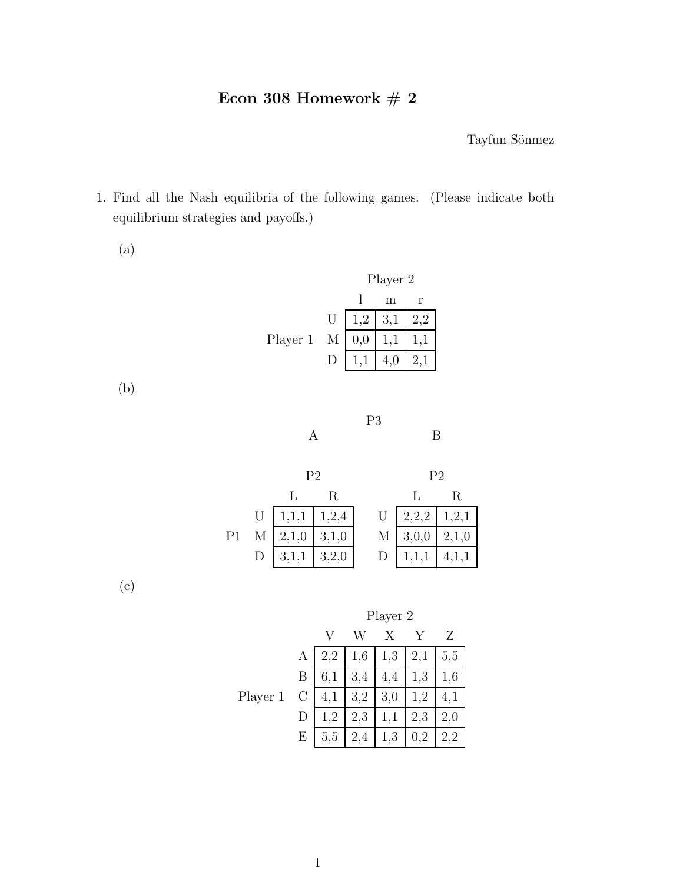# Econ 308 Homework # 2

Tayfun Sönmez

1. Find all the Nash equilibria of the following games. (Please indicate both equilibrium strategies and payoffs.)

   (a)

   Player 1 (rows) vs. Player 2 (columns)

   | | l | m | r |
   |---|---|---|---|
   | U | 1,2 | 3,1 | 2,2 |
   | M | 0,0 | 1,1 | 1,1 |
   | D | 1,1 | 4,0 | 2,1 |

   (b)

   P3: A

   P1 (rows) vs. P2 (columns)

   | | L | R |
   |---|---|---|
   | U | 1,1,1 | 1,2,4 |
   | M | 2,1,0 | 3,1,0 |
   | D | 3,1,1 | 3,2,0 |

   P3: B

   P1 (rows) vs. P2 (columns)

   | | L | R |
   |---|---|---|
   | U | 2,2,2 | 1,2,1 |
   | M | 3,0,0 | 2,1,0 |
   | D | 1,1,1 | 4,1,1 |

   (c)

   Player 1 (rows) vs. Player 2 (columns)

   | | V | W | X | Y | Z |
   |---|---|---|---|---|---|
   | A | 2,2 | 1,6 | 1,3 | 2,1 | 5,5 |
   | B | 6,1 | 3,4 | 4,4 | 1,3 | 1,6 |
   | C | 4,1 | 3,2 | 3,0 | 1,2 | 4,1 |
   | D | 1,2 | 2,3 | 1,1 | 2,3 | 2,0 |
   | E | 5,5 | 2,4 | 1,3 | 0,2 | 2,2 |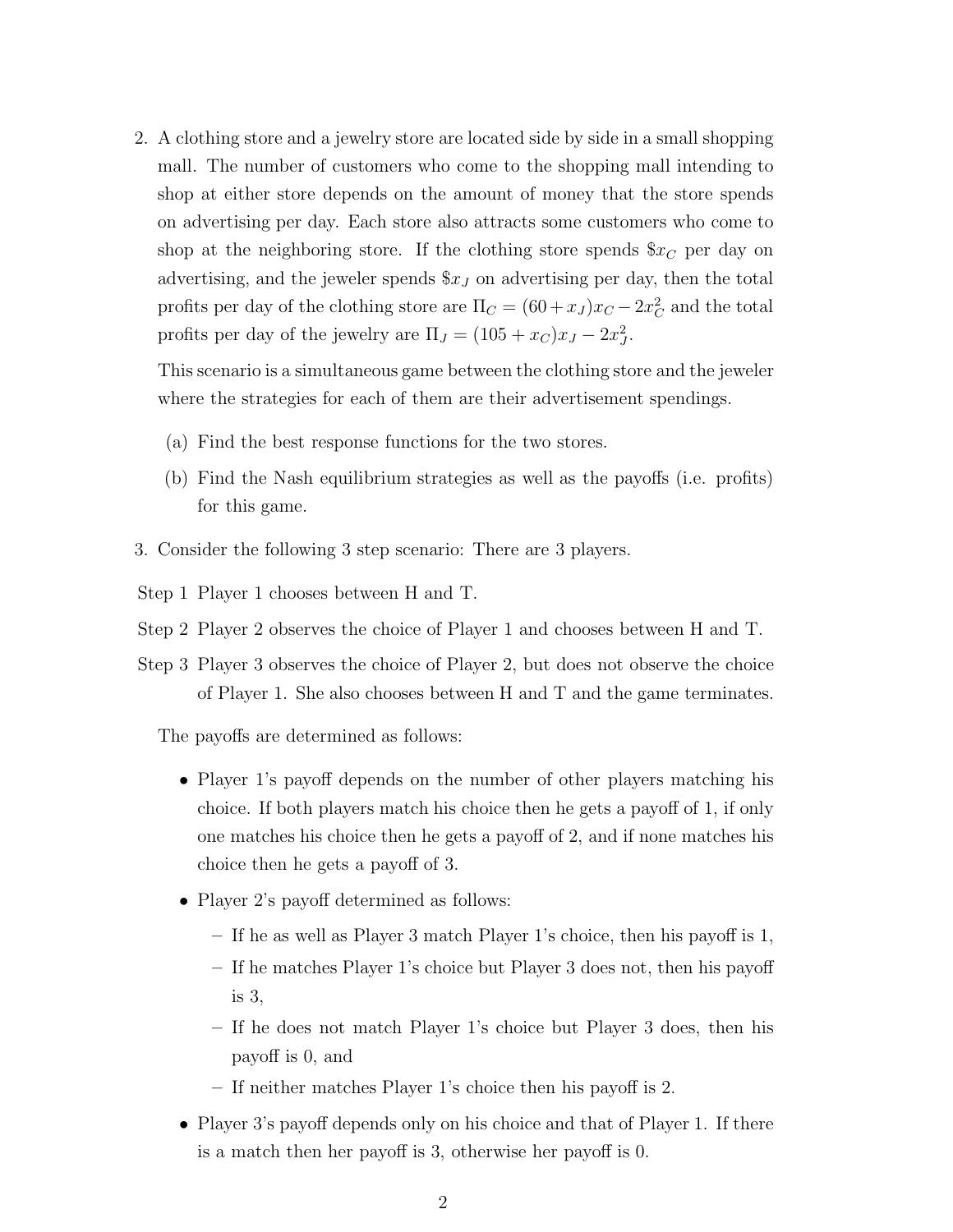2. A clothing store and a jewelry store are located side by side in a small shopping mall. The number of customers who come to the shopping mall intending to shop at either store depends on the amount of money that the store spends on advertising per day. Each store also attracts some customers who come to shop at the neighboring store. If the clothing store spends $\$x_C$ per day on advertising, and the jeweler spends $\$x_J$ on advertising per day, then the total profits per day of the clothing store are $\Pi_C = (60 + x_J)x_C - 2x_C^2$ and the total profits per day of the jewelry are $\Pi_J = (105 + x_C)x_J - 2x_J^2$.

   This scenario is a simultaneous game between the clothing store and the jeweler where the strategies for each of them are their advertisement spendings.

   (a) Find the best response functions for the two stores.

   (b) Find the Nash equilibrium strategies as well as the payoffs (i.e. profits) for this game.

3. Consider the following 3 step scenario: There are 3 players.

   Step 1 Player 1 chooses between H and T.

   Step 2 Player 2 observes the choice of Player 1 and chooses between H and T.

   Step 3 Player 3 observes the choice of Player 2, but does not observe the choice of Player 1. She also chooses between H and T and the game terminates.

   The payoffs are determined as follows:

   - Player 1's payoff depends on the number of other players matching his choice. If both players match his choice then he gets a payoff of 1, if only one matches his choice then he gets a payoff of 2, and if none matches his choice then he gets a payoff of 3.
   - Player 2's payoff determined as follows:
     - If he as well as Player 3 match Player 1's choice, then his payoff is 1,
     - If he matches Player 1's choice but Player 3 does not, then his payoff is 3,
     - If he does not match Player 1's choice but Player 3 does, then his payoff is 0, and
     - If neither matches Player 1's choice then his payoff is 2.
   - Player 3's payoff depends only on his choice and that of Player 1. If there is a match then her payoff is 3, otherwise her payoff is 0.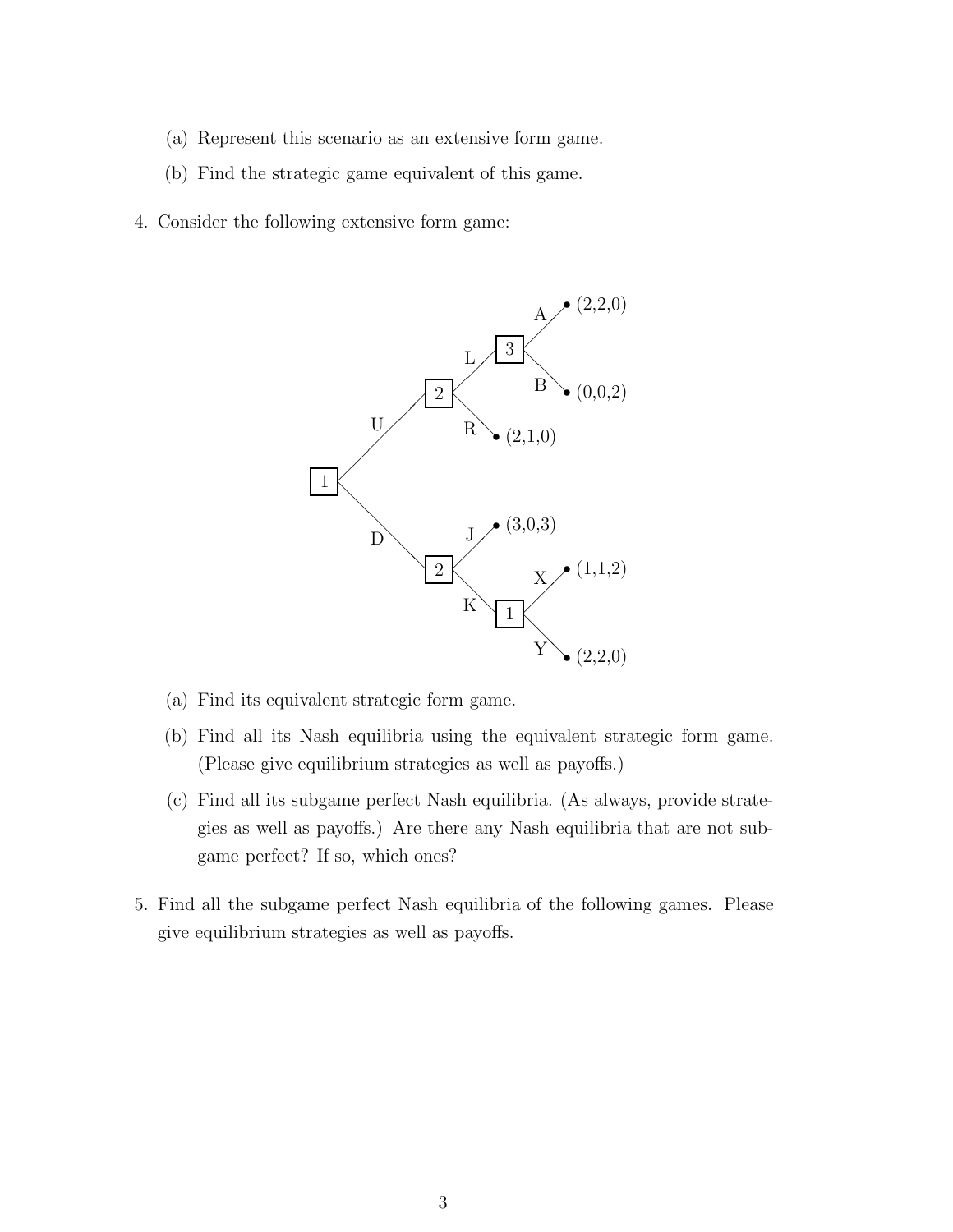(a) Represent this scenario as an extensive form game.

(b) Find the strategic game equivalent of this game.

4. Consider the following extensive form game:

(a) Find its equivalent strategic form game.

(b) Find all its Nash equilibria using the equivalent strategic form game. (Please give equilibrium strategies as well as payoffs.)

(c) Find all its subgame perfect Nash equilibria. (As always, provide strategies as well as payoffs.) Are there any Nash equilibria that are not subgame perfect? If so, which ones?

5. Find all the subgame perfect Nash equilibria of the following games. Please give equilibrium strategies as well as payoffs.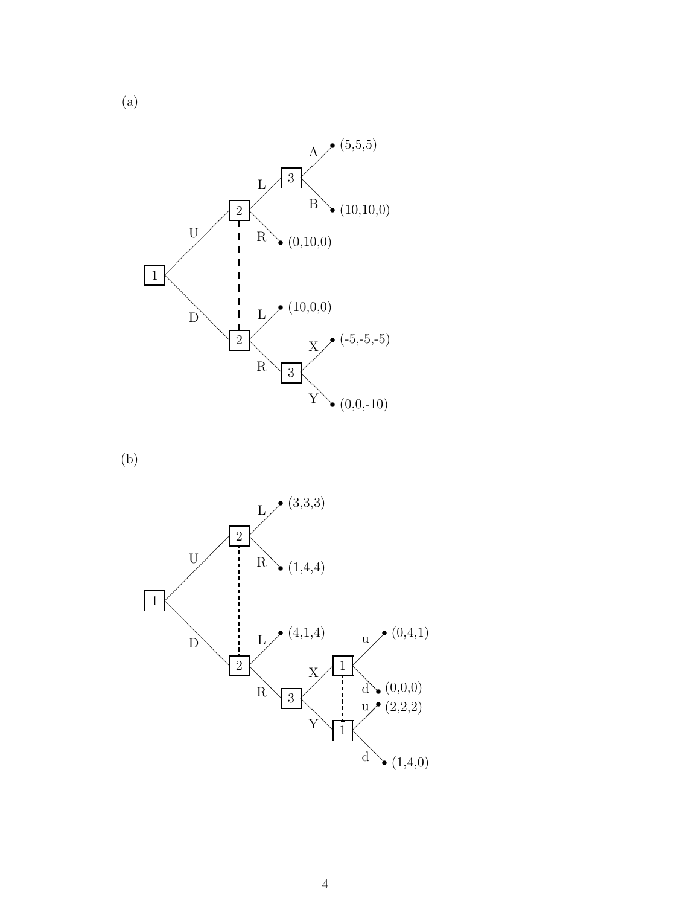(a)

(b)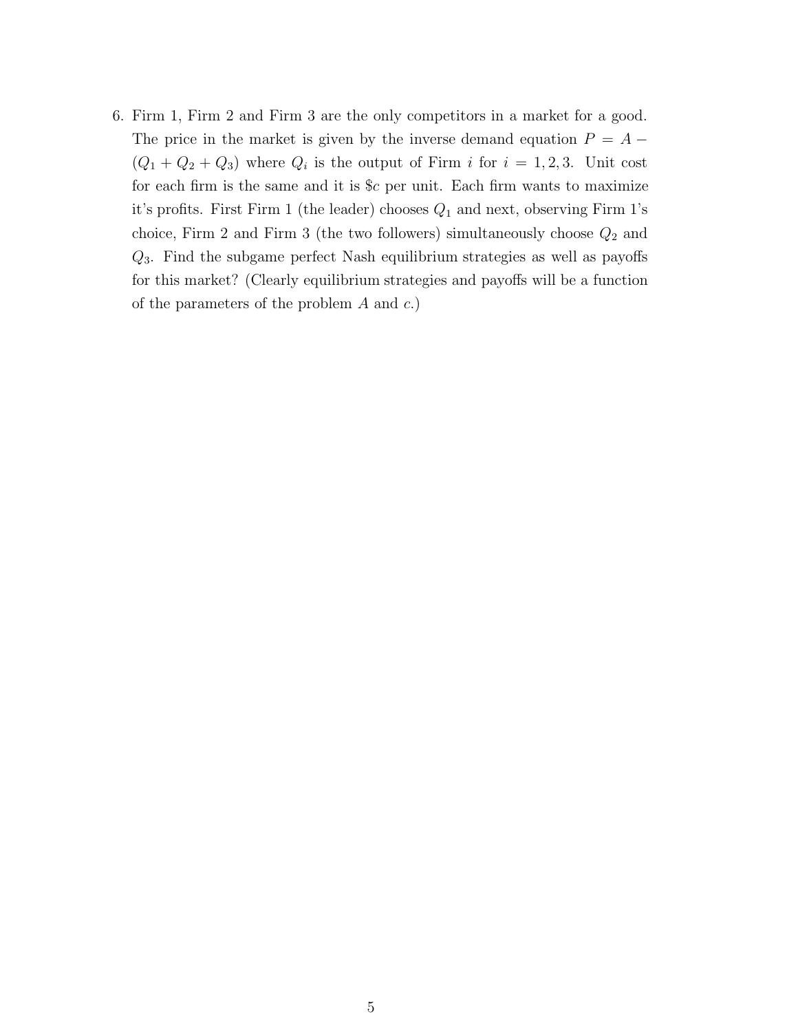6. Firm 1, Firm 2 and Firm 3 are the only competitors in a market for a good. The price in the market is given by the inverse demand equation $P = A - (Q_1 + Q_2 + Q_3)$ where $Q_i$ is the output of Firm $i$ for $i = 1, 2, 3$. Unit cost for each firm is the same and it is \$$c$ per unit. Each firm wants to maximize it's profits. First Firm 1 (the leader) chooses $Q_1$ and next, observing Firm 1's choice, Firm 2 and Firm 3 (the two followers) simultaneously choose $Q_2$ and $Q_3$. Find the subgame perfect Nash equilibrium strategies as well as payoffs for this market? (Clearly equilibrium strategies and payoffs will be a function of the parameters of the problem $A$ and $c$.)